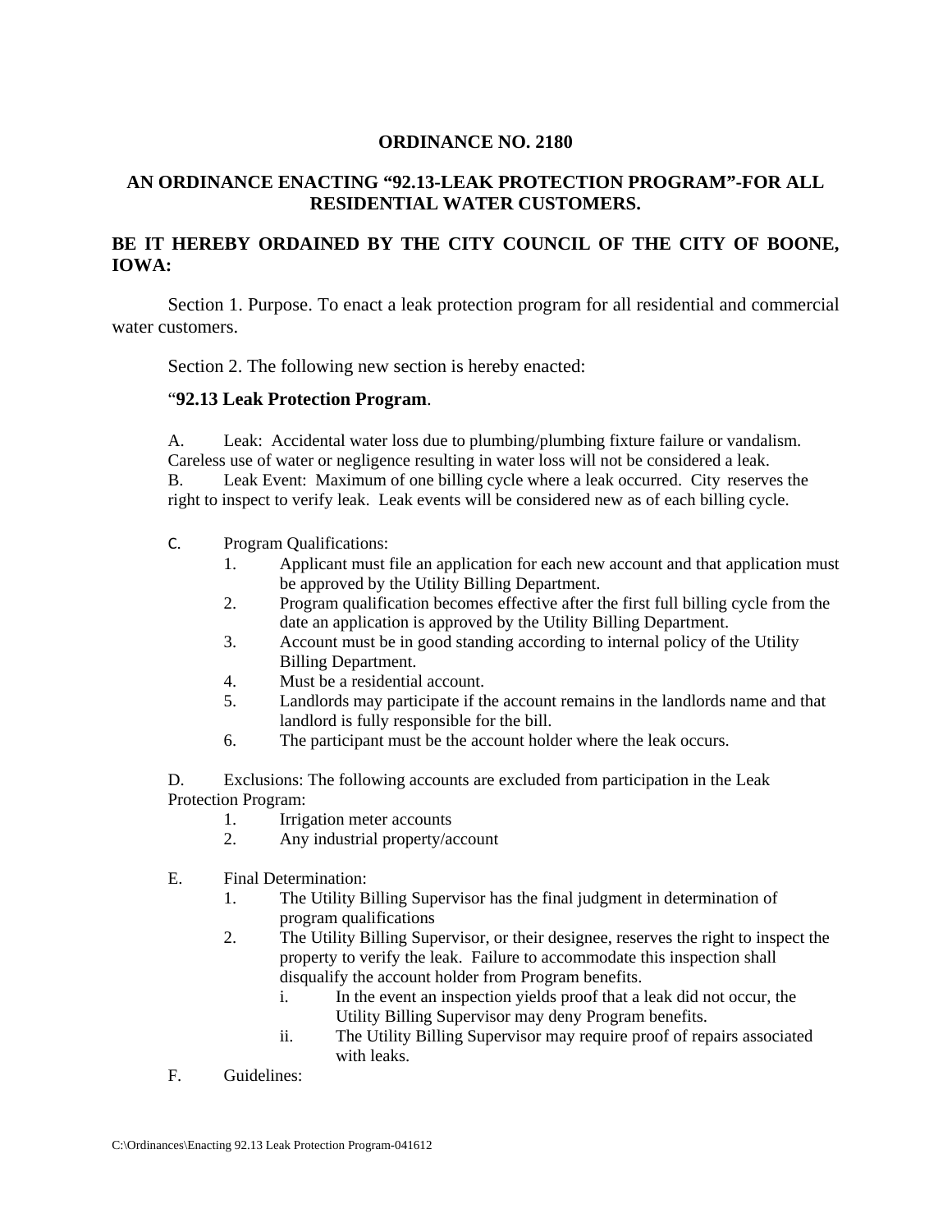**ORDINANCE NO. 2180**

**AN ORDINANCE ENACTING "92.13-LEAK PROTECTION PROGRAM"-FOR ALL RESIDENTIAL WATER CUSTOMERS.**

**BE IT HEREBY ORDAINED BY THE CITY COUNCIL OF THE CITY OF BOONE, IOWA:**

Section 1. Purpose. To enact a leak protection program for all residential and commercial water customers.

Section 2. The following new section is hereby enacted:

"**92.13 Leak Protection Program**.

A. Leak: Accidental water loss due to plumbing/plumbing fixture failure or vandalism. Careless use of water or negligence resulting in water loss will not be considered a leak.

B. Leak Event: Maximum of one billing cycle where a leak occurred. City reserves the right to inspect to verify leak. Leak events will be considered new as of each billing cycle.

C. Program Qualifications:

1. Applicant must file an application for each new account and that application must be approved by the Utility Billing Department.
2. Program qualification becomes effective after the first full billing cycle from the date an application is approved by the Utility Billing Department.
3. Account must be in good standing according to internal policy of the Utility Billing Department.
4. Must be a residential account.
5. Landlords may participate if the account remains in the landlords name and that landlord is fully responsible for the bill.
6. The participant must be the account holder where the leak occurs.

D. Exclusions: The following accounts are excluded from participation in the Leak Protection Program:

1. Irrigation meter accounts
2. Any industrial property/account

E. Final Determination:

1. The Utility Billing Supervisor has the final judgment in determination of program qualifications
2. The Utility Billing Supervisor, or their designee, reserves the right to inspect the property to verify the leak. Failure to accommodate this inspection shall disqualify the account holder from Program benefits.
   - i. In the event an inspection yields proof that a leak did not occur, the Utility Billing Supervisor may deny Program benefits.
   - ii. The Utility Billing Supervisor may require proof of repairs associated with leaks.

F. Guidelines: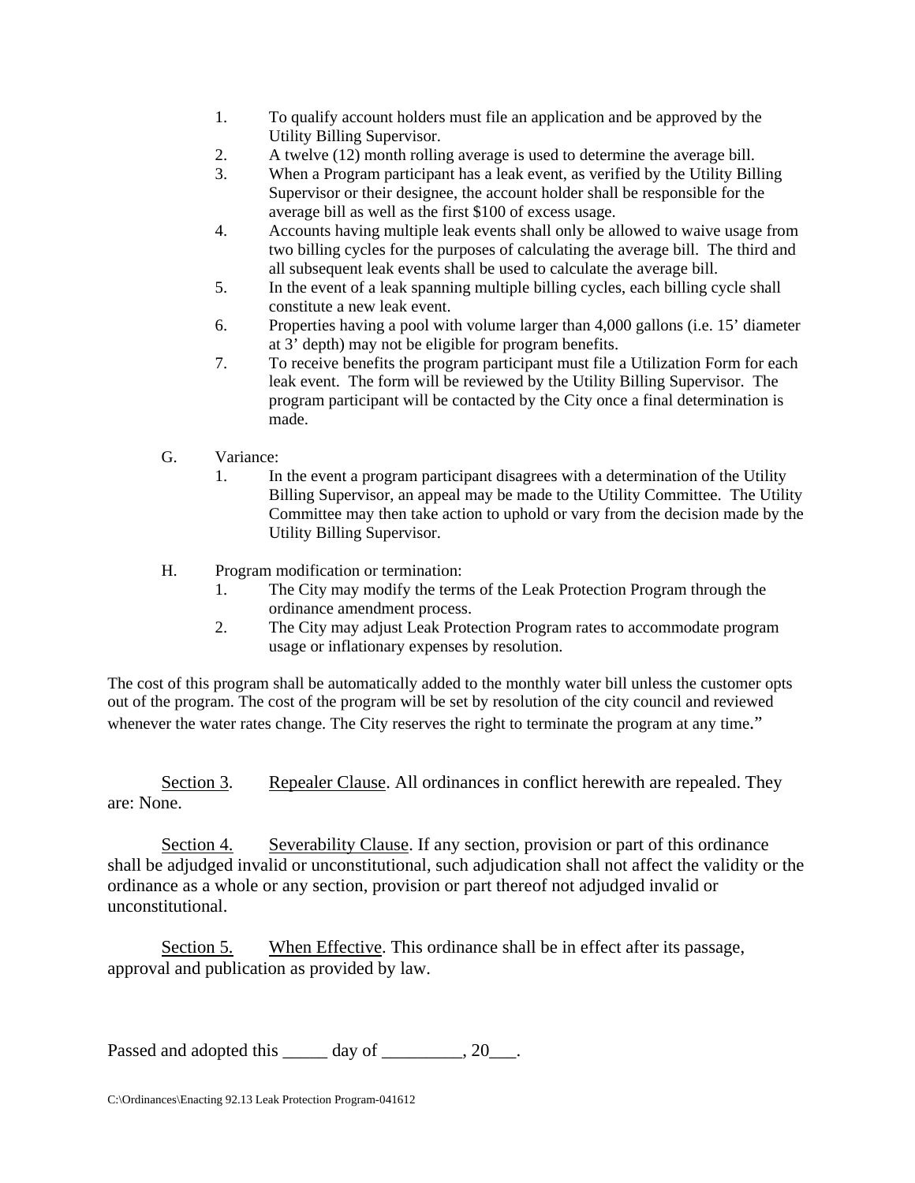1. To qualify account holders must file an application and be approved by the Utility Billing Supervisor.
2. A twelve (12) month rolling average is used to determine the average bill.
3. When a Program participant has a leak event, as verified by the Utility Billing Supervisor or their designee, the account holder shall be responsible for the average bill as well as the first $100 of excess usage.
4. Accounts having multiple leak events shall only be allowed to waive usage from two billing cycles for the purposes of calculating the average bill. The third and all subsequent leak events shall be used to calculate the average bill.
5. In the event of a leak spanning multiple billing cycles, each billing cycle shall constitute a new leak event.
6. Properties having a pool with volume larger than 4,000 gallons (i.e. 15' diameter at 3' depth) may not be eligible for program benefits.
7. To receive benefits the program participant must file a Utilization Form for each leak event. The form will be reviewed by the Utility Billing Supervisor. The program participant will be contacted by the City once a final determination is made.

G. Variance:

1. In the event a program participant disagrees with a determination of the Utility Billing Supervisor, an appeal may be made to the Utility Committee. The Utility Committee may then take action to uphold or vary from the decision made by the Utility Billing Supervisor.

H. Program modification or termination:

1. The City may modify the terms of the Leak Protection Program through the ordinance amendment process.
2. The City may adjust Leak Protection Program rates to accommodate program usage or inflationary expenses by resolution.

The cost of this program shall be automatically added to the monthly water bill unless the customer opts out of the program. The cost of the program will be set by resolution of the city council and reviewed whenever the water rates change. The City reserves the right to terminate the program at any time."

<u>Section 3</u>. <u>Repealer Clause</u>. All ordinances in conflict herewith are repealed. They are: None.

<u>Section 4.</u> <u>Severability Clause</u>. If any section, provision or part of this ordinance shall be adjudged invalid or unconstitutional, such adjudication shall not affect the validity or the ordinance as a whole or any section, provision or part thereof not adjudged invalid or unconstitutional.

<u>Section 5.</u> <u>When Effective</u>. This ordinance shall be in effect after its passage, approval and publication as provided by law.

Passed and adopted this _____ day of _________, 20___.

C:\Ordinances\Enacting 92.13 Leak Protection Program-041612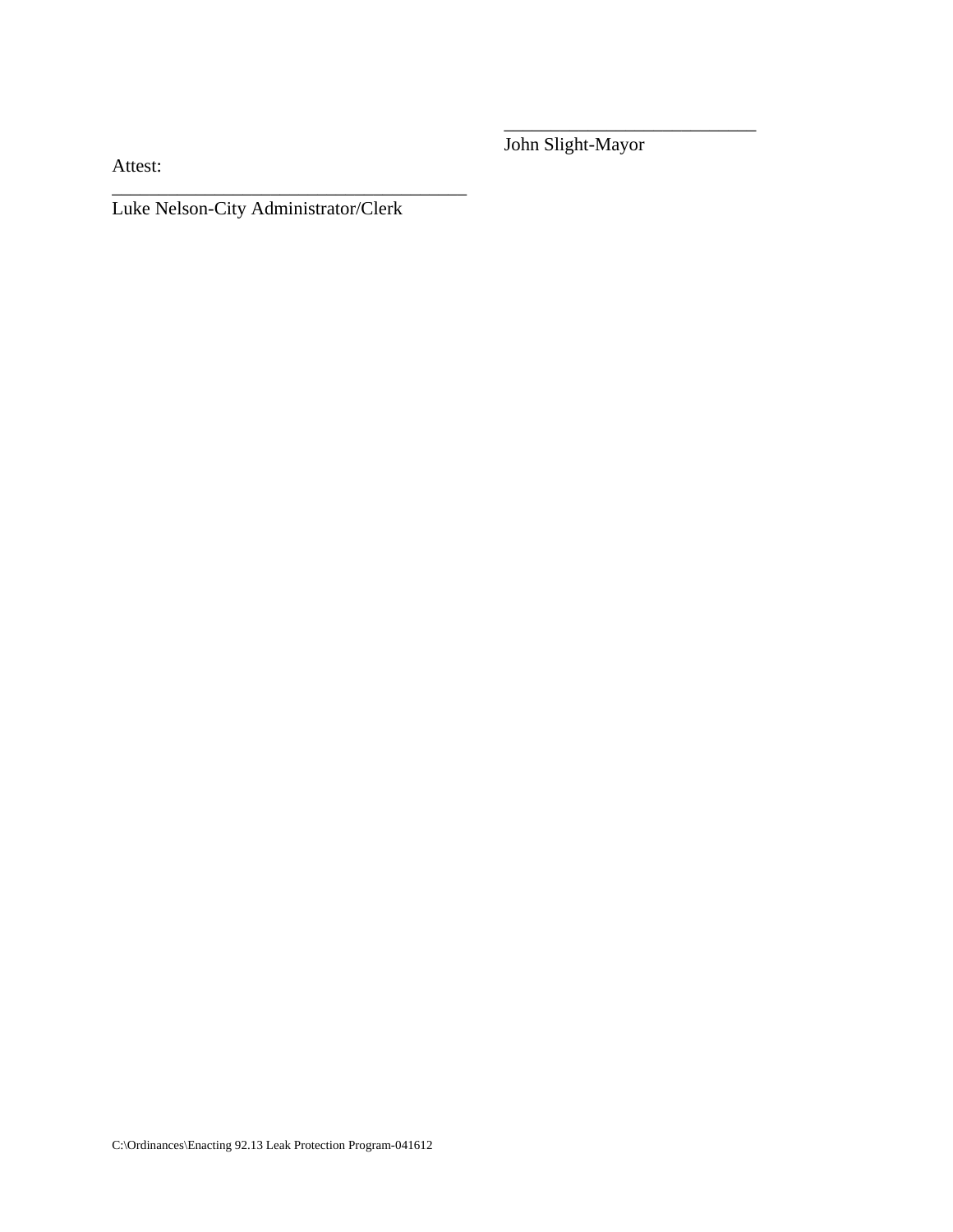\_\_\_\_\_\_\_\_\_\_\_\_\_\_\_\_\_\_\_\_\_\_\_\_\_\_\_

John Slight-Mayor

Attest:

\_\_\_\_\_\_\_\_\_\_\_\_\_\_\_\_\_\_\_\_\_\_\_\_\_\_\_\_\_\_\_\_\_\_\_\_\_\_

Luke Nelson-City Administrator/Clerk

C:\Ordinances\Enacting 92.13 Leak Protection Program-041612